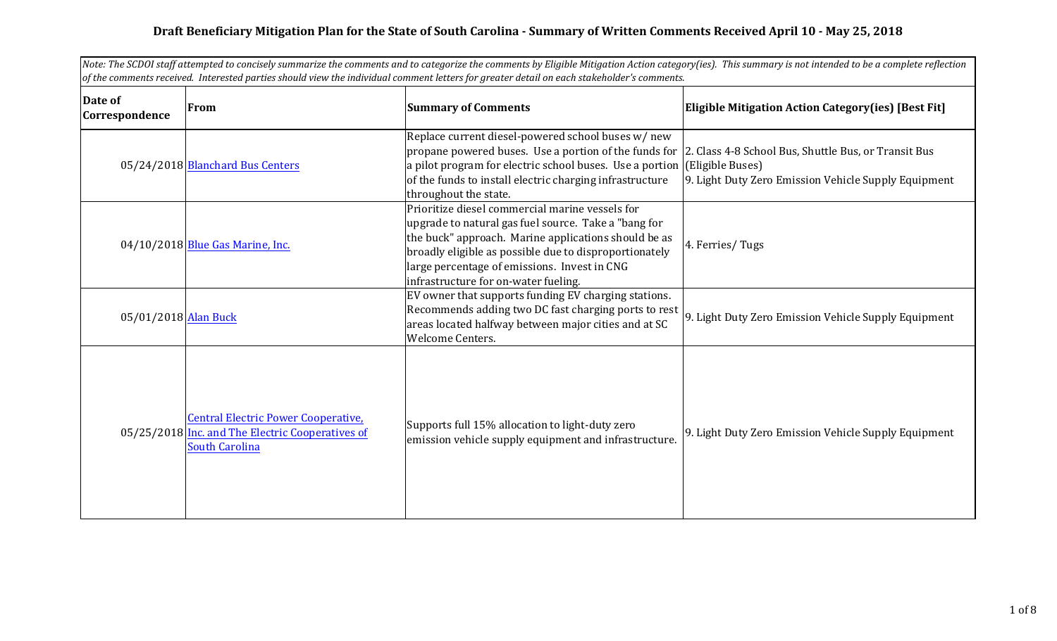# Draft Beneficiary Mitigation Plan for the State of South Carolina - Summary of Written Comments Received April 10 - May 25, 2018

*Note: The SCDOI staff attempted to concisely summarize the comments and to categorize the comments by Eligible Mitigation Action category(ies). This summary is not intended to be a complete reflection of the comments received. Interested parties should view the individual comment letters for greater detail on each stakeholder's comments.*

| Date of Correspondence | From | Summary of Comments | Eligible Mitigation Action Category(ies) [Best Fit] |
|---|---|---|---|
| 05/24/2018 | Blanchard Bus Centers | Replace current diesel-powered school buses w/ new propane powered buses. Use a portion of the funds for a pilot program for electric school buses. Use a portion of the funds to install electric charging infrastructure throughout the state. | 2. Class 4-8 School Bus, Shuttle Bus, or Transit Bus (Eligible Buses)<br>9. Light Duty Zero Emission Vehicle Supply Equipment |
| 04/10/2018 | Blue Gas Marine, Inc. | Prioritize diesel commercial marine vessels for upgrade to natural gas fuel source. Take a "bang for the buck" approach. Marine applications should be as broadly eligible as possible due to disproportionately large percentage of emissions. Invest in CNG infrastructure for on-water fueling. | 4. Ferries/ Tugs |
| 05/01/2018 | Alan Buck | EV owner that supports funding EV charging stations. Recommends adding two DC fast charging ports to rest areas located halfway between major cities and at SC Welcome Centers. | 9. Light Duty Zero Emission Vehicle Supply Equipment |
| 05/25/2018 | Central Electric Power Cooperative, Inc. and The Electric Cooperatives of South Carolina | Supports full 15% allocation to light-duty zero emission vehicle supply equipment and infrastructure. | 9. Light Duty Zero Emission Vehicle Supply Equipment |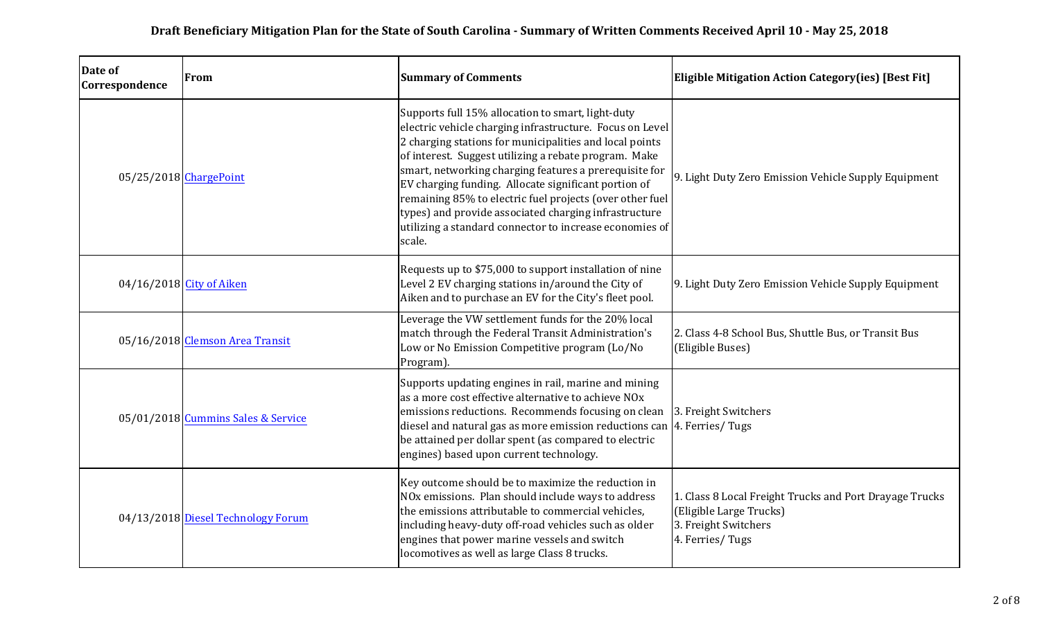# Draft Beneficiary Mitigation Plan for the State of South Carolina - Summary of Written Comments Received April 10 - May 25, 2018

| Date of Correspondence | From | Summary of Comments | Eligible Mitigation Action Category(ies) [Best Fit] |
|---|---|---|---|
| 05/25/2018 | ChargePoint | Supports full 15% allocation to smart, light-duty electric vehicle charging infrastructure. Focus on Level 2 charging stations for municipalities and local points of interest. Suggest utilizing a rebate program. Make smart, networking charging features a prerequisite for EV charging funding. Allocate significant portion of remaining 85% to electric fuel projects (over other fuel types) and provide associated charging infrastructure utilizing a standard connector to increase economies of scale. | 9. Light Duty Zero Emission Vehicle Supply Equipment |
| 04/16/2018 | City of Aiken | Requests up to $75,000 to support installation of nine Level 2 EV charging stations in/around the City of Aiken and to purchase an EV for the City's fleet pool. | 9. Light Duty Zero Emission Vehicle Supply Equipment |
| 05/16/2018 | Clemson Area Transit | Leverage the VW settlement funds for the 20% local match through the Federal Transit Administration's Low or No Emission Competitive program (Lo/No Program). | 2. Class 4-8 School Bus, Shuttle Bus, or Transit Bus (Eligible Buses) |
| 05/01/2018 | Cummins Sales & Service | Supports updating engines in rail, marine and mining as a more cost effective alternative to achieve NOx emissions reductions. Recommends focusing on clean diesel and natural gas as more emission reductions can be attained per dollar spent (as compared to electric engines) based upon current technology. | 3. Freight Switchers<br>4. Ferries/ Tugs |
| 04/13/2018 | Diesel Technology Forum | Key outcome should be to maximize the reduction in NOx emissions. Plan should include ways to address the emissions attributable to commercial vehicles, including heavy-duty off-road vehicles such as older engines that power marine vessels and switch locomotives as well as large Class 8 trucks. | 1. Class 8 Local Freight Trucks and Port Drayage Trucks (Eligible Large Trucks)<br>3. Freight Switchers<br>4. Ferries/ Tugs |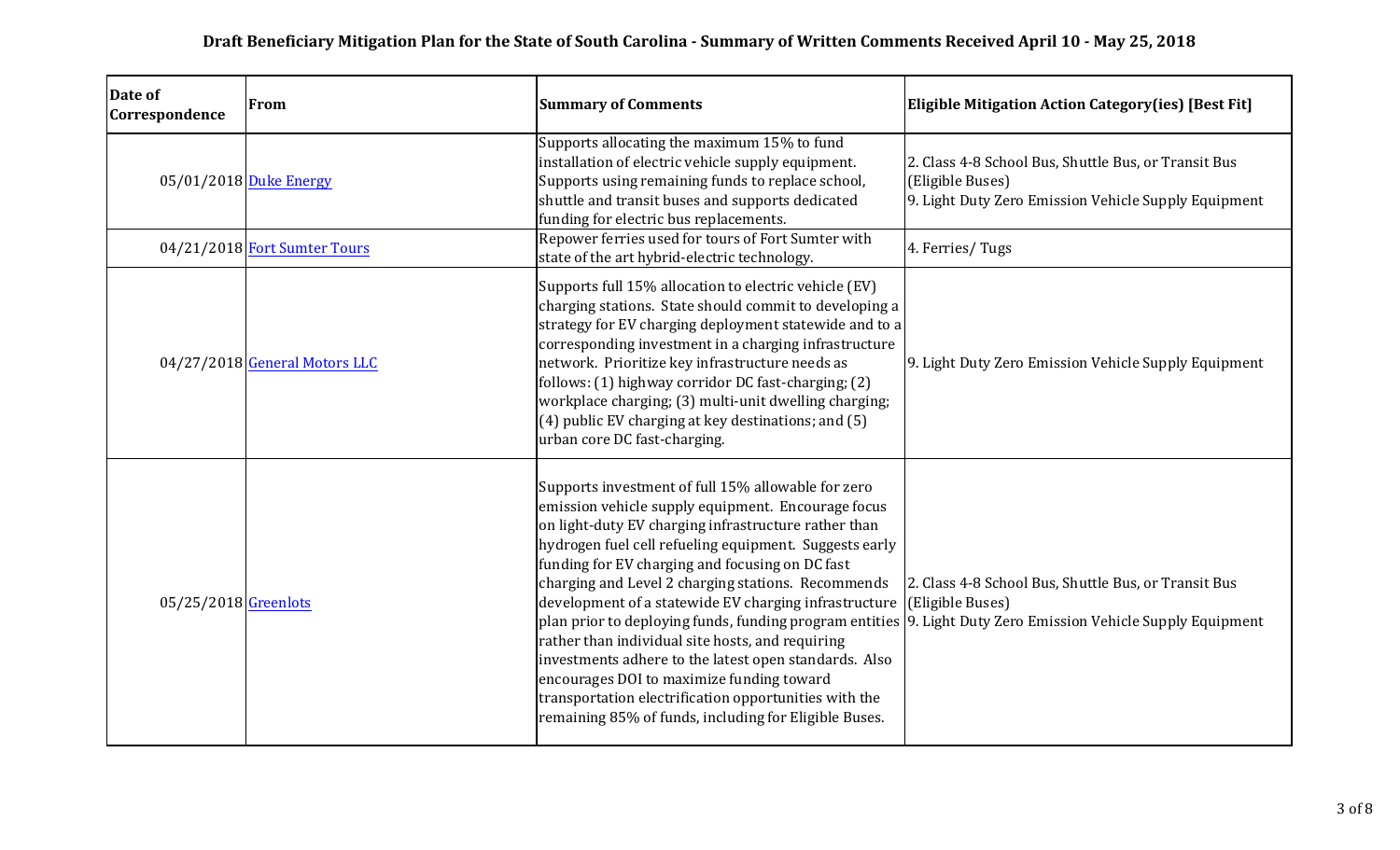**Draft Beneficiary Mitigation Plan for the State of South Carolina - Summary of Written Comments Received April 10 - May 25, 2018**

| Date of Correspondence | From | Summary of Comments | Eligible Mitigation Action Category(ies) [Best Fit] |
|---|---|---|---|
| 05/01/2018 | Duke Energy | Supports allocating the maximum 15% to fund installation of electric vehicle supply equipment. Supports using remaining funds to replace school, shuttle and transit buses and supports dedicated funding for electric bus replacements. | 2. Class 4-8 School Bus, Shuttle Bus, or Transit Bus (Eligible Buses)<br>9. Light Duty Zero Emission Vehicle Supply Equipment |
| 04/21/2018 | Fort Sumter Tours | Repower ferries used for tours of Fort Sumter with state of the art hybrid-electric technology. | 4. Ferries/ Tugs |
| 04/27/2018 | General Motors LLC | Supports full 15% allocation to electric vehicle (EV) charging stations. State should commit to developing a strategy for EV charging deployment statewide and to a corresponding investment in a charging infrastructure network. Prioritize key infrastructure needs as follows: (1) highway corridor DC fast-charging; (2) workplace charging; (3) multi-unit dwelling charging; (4) public EV charging at key destinations; and (5) urban core DC fast-charging. | 9. Light Duty Zero Emission Vehicle Supply Equipment |
| 05/25/2018 | Greenlots | Supports investment of full 15% allowable for zero emission vehicle supply equipment. Encourage focus on light-duty EV charging infrastructure rather than hydrogen fuel cell refueling equipment. Suggests early funding for EV charging and focusing on DC fast charging and Level 2 charging stations. Recommends development of a statewide EV charging infrastructure plan prior to deploying funds, funding program entities rather than individual site hosts, and requiring investments adhere to the latest open standards. Also encourages DOI to maximize funding toward transportation electrification opportunities with the remaining 85% of funds, including for Eligible Buses. | 2. Class 4-8 School Bus, Shuttle Bus, or Transit Bus (Eligible Buses)<br>9. Light Duty Zero Emission Vehicle Supply Equipment |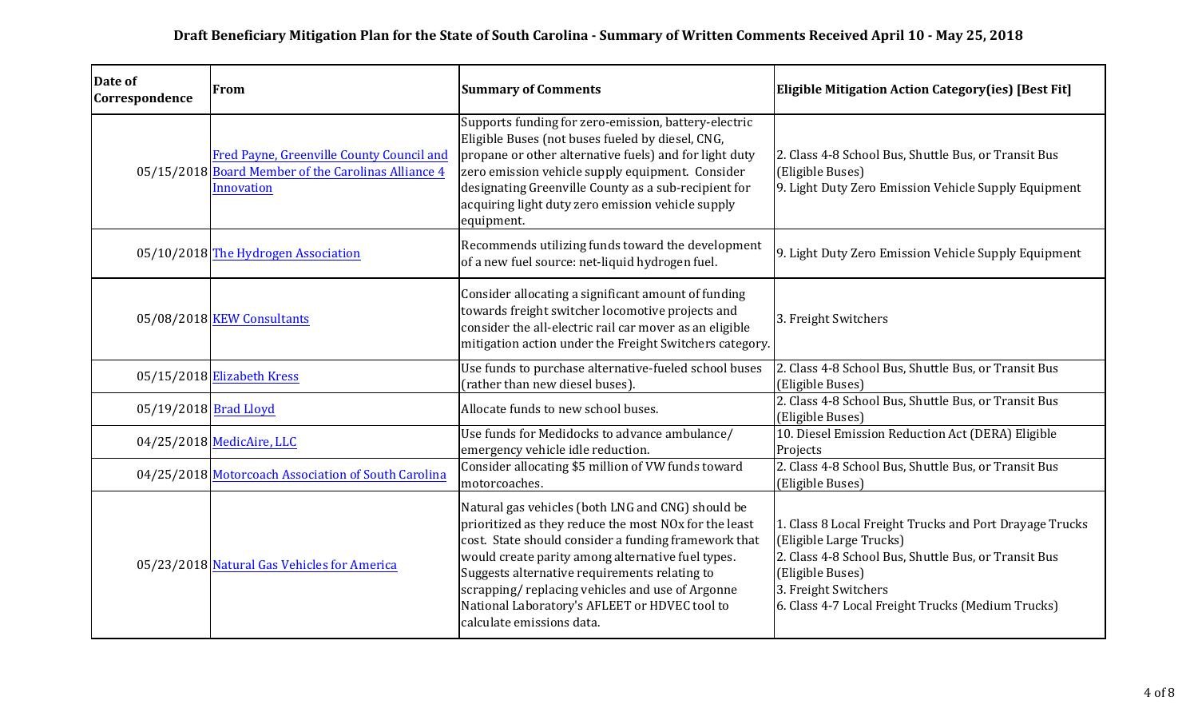**Draft Beneficiary Mitigation Plan for the State of South Carolina - Summary of Written Comments Received April 10 - May 25, 2018**

| Date of Correspondence | From | Summary of Comments | Eligible Mitigation Action Category(ies) [Best Fit] |
|---|---|---|---|
| 05/15/2018 | Fred Payne, Greenville County Council and Board Member of the Carolinas Alliance 4 Innovation | Supports funding for zero-emission, battery-electric Eligible Buses (not buses fueled by diesel, CNG, propane or other alternative fuels) and for light duty zero emission vehicle supply equipment. Consider designating Greenville County as a sub-recipient for acquiring light duty zero emission vehicle supply equipment. | 2. Class 4-8 School Bus, Shuttle Bus, or Transit Bus (Eligible Buses)<br>9. Light Duty Zero Emission Vehicle Supply Equipment |
| 05/10/2018 | The Hydrogen Association | Recommends utilizing funds toward the development of a new fuel source: net-liquid hydrogen fuel. | 9. Light Duty Zero Emission Vehicle Supply Equipment |
| 05/08/2018 | KEW Consultants | Consider allocating a significant amount of funding towards freight switcher locomotive projects and consider the all-electric rail car mover as an eligible mitigation action under the Freight Switchers category. | 3. Freight Switchers |
| 05/15/2018 | Elizabeth Kress | Use funds to purchase alternative-fueled school buses (rather than new diesel buses). | 2. Class 4-8 School Bus, Shuttle Bus, or Transit Bus (Eligible Buses) |
| 05/19/2018 | Brad Lloyd | Allocate funds to new school buses. | 2. Class 4-8 School Bus, Shuttle Bus, or Transit Bus (Eligible Buses) |
| 04/25/2018 | MedicAire, LLC | Use funds for Medidocks to advance ambulance/ emergency vehicle idle reduction. | 10. Diesel Emission Reduction Act (DERA) Eligible Projects |
| 04/25/2018 | Motorcoach Association of South Carolina | Consider allocating $5 million of VW funds toward motorcoaches. | 2. Class 4-8 School Bus, Shuttle Bus, or Transit Bus (Eligible Buses) |
| 05/23/2018 | Natural Gas Vehicles for America | Natural gas vehicles (both LNG and CNG) should be prioritized as they reduce the most NOx for the least cost. State should consider a funding framework that would create parity among alternative fuel types. Suggests alternative requirements relating to scrapping/ replacing vehicles and use of Argonne National Laboratory's AFLEET or HDVEC tool to calculate emissions data. | 1. Class 8 Local Freight Trucks and Port Drayage Trucks (Eligible Large Trucks)<br>2. Class 4-8 School Bus, Shuttle Bus, or Transit Bus (Eligible Buses)<br>3. Freight Switchers<br>6. Class 4-7 Local Freight Trucks (Medium Trucks) |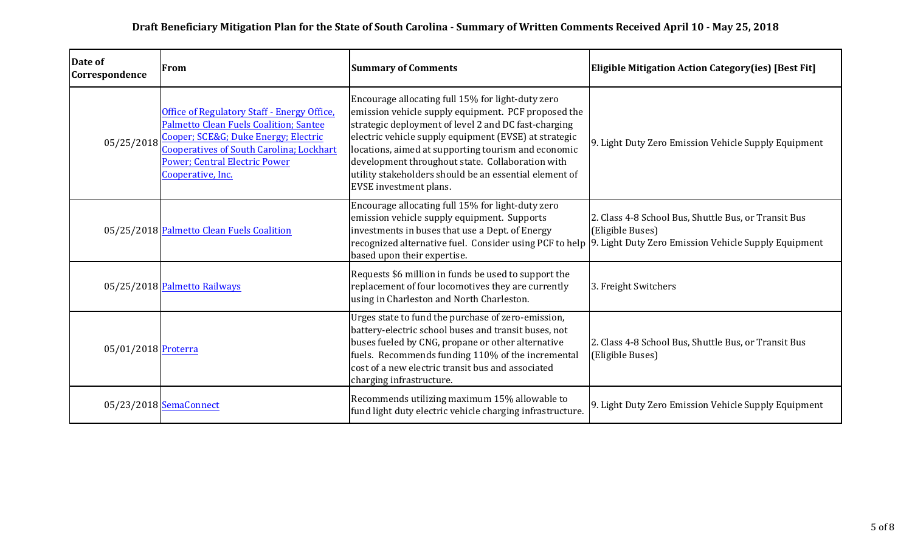# Draft Beneficiary Mitigation Plan for the State of South Carolina - Summary of Written Comments Received April 10 - May 25, 2018

| Date of Correspondence | From | Summary of Comments | Eligible Mitigation Action Category(ies) [Best Fit] |
|---|---|---|---|
| 05/25/2018 | Office of Regulatory Staff - Energy Office, Palmetto Clean Fuels Coalition; Santee Cooper; SCE&G; Duke Energy; Electric Cooperatives of South Carolina; Lockhart Power; Central Electric Power Cooperative, Inc. | Encourage allocating full 15% for light-duty zero emission vehicle supply equipment. PCF proposed the strategic deployment of level 2 and DC fast-charging electric vehicle supply equipment (EVSE) at strategic locations, aimed at supporting tourism and economic development throughout state. Collaboration with utility stakeholders should be an essential element of EVSE investment plans. | 9. Light Duty Zero Emission Vehicle Supply Equipment |
| 05/25/2018 | Palmetto Clean Fuels Coalition | Encourage allocating full 15% for light-duty zero emission vehicle supply equipment. Supports investments in buses that use a Dept. of Energy recognized alternative fuel. Consider using PCF to help based upon their expertise. | 2. Class 4-8 School Bus, Shuttle Bus, or Transit Bus (Eligible Buses)<br>9. Light Duty Zero Emission Vehicle Supply Equipment |
| 05/25/2018 | Palmetto Railways | Requests $6 million in funds be used to support the replacement of four locomotives they are currently using in Charleston and North Charleston. | 3. Freight Switchers |
| 05/01/2018 | Proterra | Urges state to fund the purchase of zero-emission, battery-electric school buses and transit buses, not buses fueled by CNG, propane or other alternative fuels. Recommends funding 110% of the incremental cost of a new electric transit bus and associated charging infrastructure. | 2. Class 4-8 School Bus, Shuttle Bus, or Transit Bus (Eligible Buses) |
| 05/23/2018 | SemaConnect | Recommends utilizing maximum 15% allowable to fund light duty electric vehicle charging infrastructure. | 9. Light Duty Zero Emission Vehicle Supply Equipment |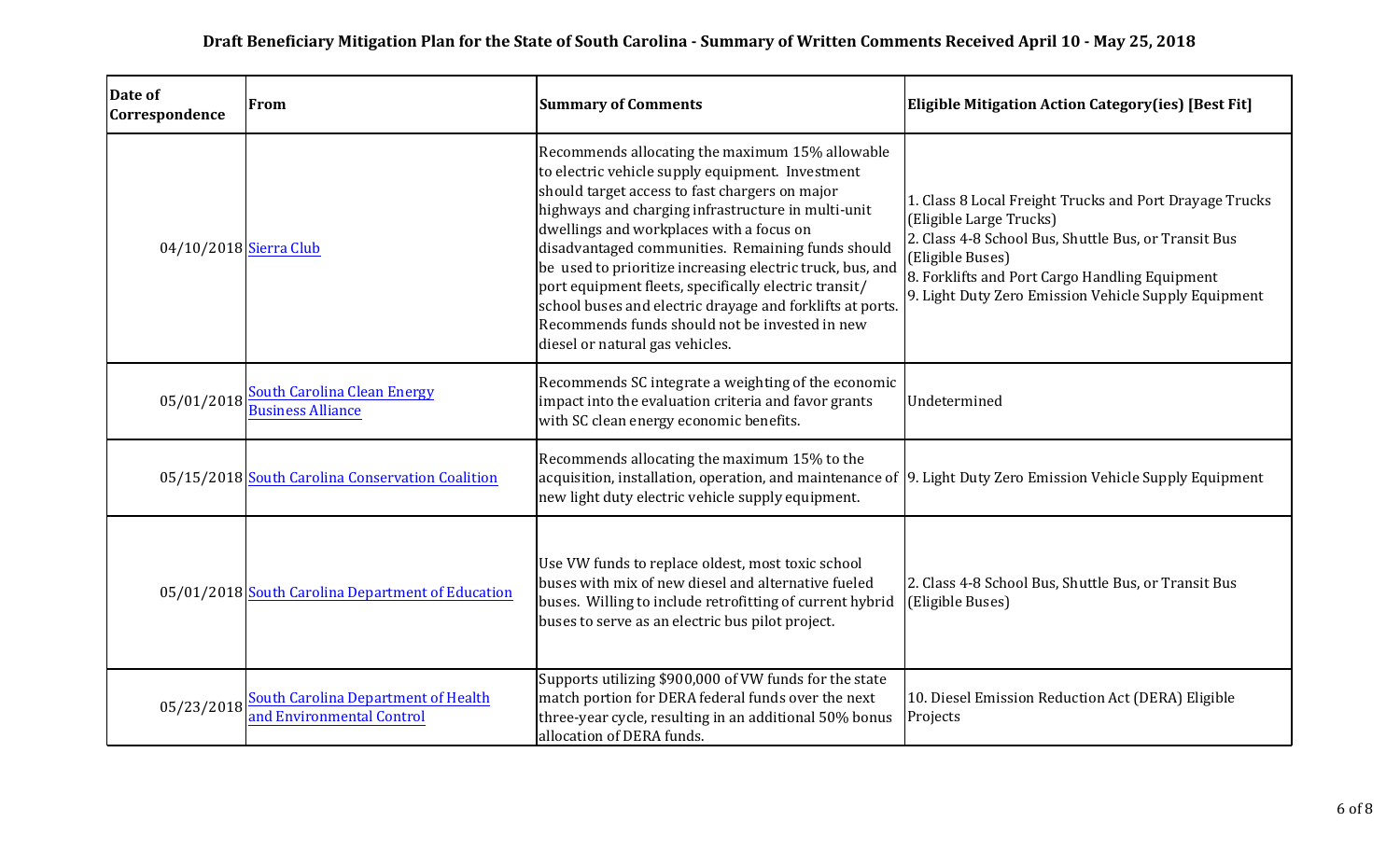## Draft Beneficiary Mitigation Plan for the State of South Carolina - Summary of Written Comments Received April 10 - May 25, 2018

| Date of Correspondence | From | Summary of Comments | Eligible Mitigation Action Category(ies) [Best Fit] |
|---|---|---|---|
| 04/10/2018 | Sierra Club | Recommends allocating the maximum 15% allowable to electric vehicle supply equipment. Investment should target access to fast chargers on major highways and charging infrastructure in multi-unit dwellings and workplaces with a focus on disadvantaged communities. Remaining funds should be used to prioritize increasing electric truck, bus, and port equipment fleets, specifically electric transit/ school buses and electric drayage and forklifts at ports. Recommends funds should not be invested in new diesel or natural gas vehicles. | 1. Class 8 Local Freight Trucks and Port Drayage Trucks (Eligible Large Trucks)<br>2. Class 4-8 School Bus, Shuttle Bus, or Transit Bus (Eligible Buses)<br>8. Forklifts and Port Cargo Handling Equipment<br>9. Light Duty Zero Emission Vehicle Supply Equipment |
| 05/01/2018 | South Carolina Clean Energy Business Alliance | Recommends SC integrate a weighting of the economic impact into the evaluation criteria and favor grants with SC clean energy economic benefits. | Undetermined |
| 05/15/2018 | South Carolina Conservation Coalition | Recommends allocating the maximum 15% to the acquisition, installation, operation, and maintenance of new light duty electric vehicle supply equipment. | 9. Light Duty Zero Emission Vehicle Supply Equipment |
| 05/01/2018 | South Carolina Department of Education | Use VW funds to replace oldest, most toxic school buses with mix of new diesel and alternative fueled buses. Willing to include retrofitting of current hybrid buses to serve as an electric bus pilot project. | 2. Class 4-8 School Bus, Shuttle Bus, or Transit Bus (Eligible Buses) |
| 05/23/2018 | South Carolina Department of Health and Environmental Control | Supports utilizing $900,000 of VW funds for the state match portion for DERA federal funds over the next three-year cycle, resulting in an additional 50% bonus allocation of DERA funds. | 10. Diesel Emission Reduction Act (DERA) Eligible Projects |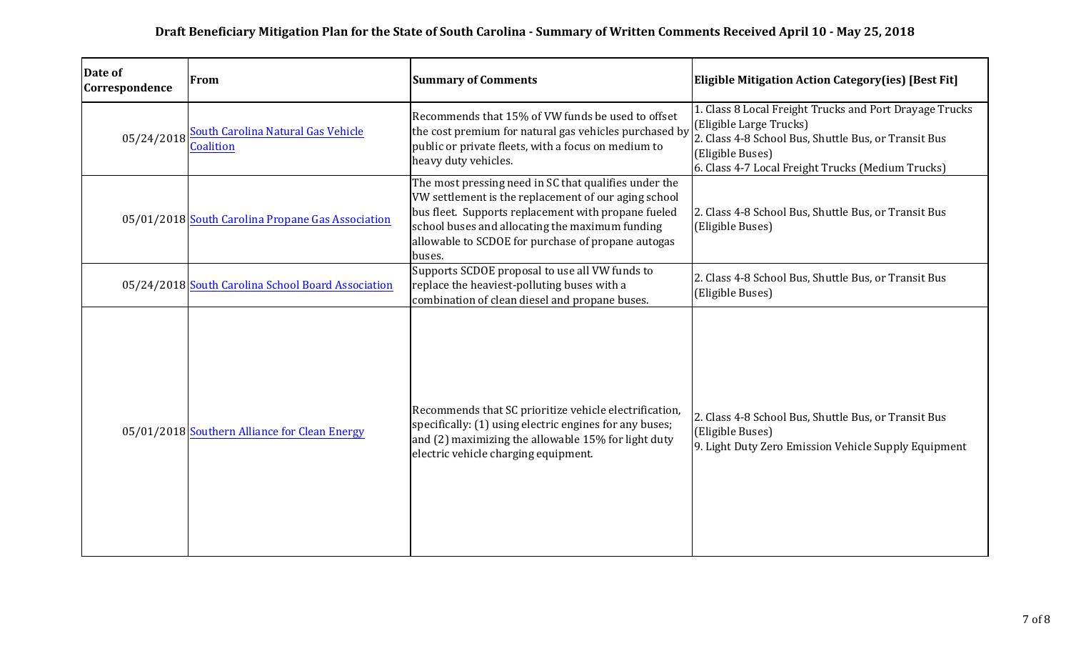## Draft Beneficiary Mitigation Plan for the State of South Carolina - Summary of Written Comments Received April 10 - May 25, 2018

| Date of Correspondence | From | Summary of Comments | Eligible Mitigation Action Category(ies) [Best Fit] |
|---|---|---|---|
| 05/24/2018 | South Carolina Natural Gas Vehicle Coalition | Recommends that 15% of VW funds be used to offset the cost premium for natural gas vehicles purchased by public or private fleets, with a focus on medium to heavy duty vehicles. | 1. Class 8 Local Freight Trucks and Port Drayage Trucks (Eligible Large Trucks)<br>2. Class 4-8 School Bus, Shuttle Bus, or Transit Bus (Eligible Buses)<br>6. Class 4-7 Local Freight Trucks (Medium Trucks) |
| 05/01/2018 | South Carolina Propane Gas Association | The most pressing need in SC that qualifies under the VW settlement is the replacement of our aging school bus fleet. Supports replacement with propane fueled school buses and allocating the maximum funding allowable to SCDOE for purchase of propane autogas buses. | 2. Class 4-8 School Bus, Shuttle Bus, or Transit Bus (Eligible Buses) |
| 05/24/2018 | South Carolina School Board Association | Supports SCDOE proposal to use all VW funds to replace the heaviest-polluting buses with a combination of clean diesel and propane buses. | 2. Class 4-8 School Bus, Shuttle Bus, or Transit Bus (Eligible Buses) |
| 05/01/2018 | Southern Alliance for Clean Energy | Recommends that SC prioritize vehicle electrification, specifically: (1) using electric engines for any buses; and (2) maximizing the allowable 15% for light duty electric vehicle charging equipment. | 2. Class 4-8 School Bus, Shuttle Bus, or Transit Bus (Eligible Buses)<br>9. Light Duty Zero Emission Vehicle Supply Equipment |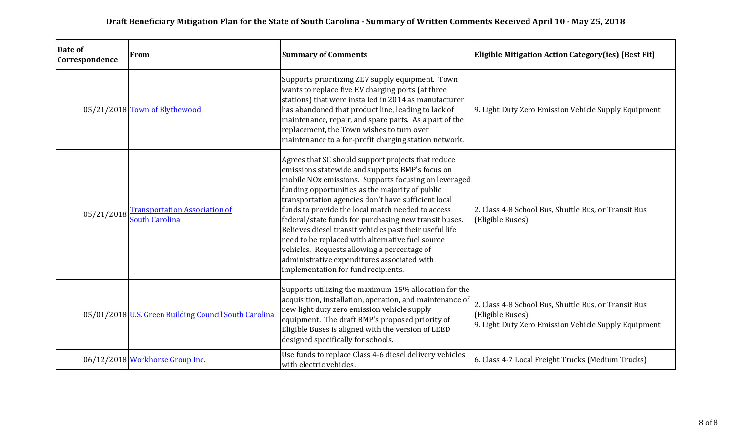**Draft Beneficiary Mitigation Plan for the State of South Carolina - Summary of Written Comments Received April 10 - May 25, 2018**

| Date of Correspondence | From | Summary of Comments | Eligible Mitigation Action Category(ies) [Best Fit] |
|---|---|---|---|
| 05/21/2018 | Town of Blythewood | Supports prioritizing ZEV supply equipment. Town wants to replace five EV charging ports (at three stations) that were installed in 2014 as manufacturer has abandoned that product line, leading to lack of maintenance, repair, and spare parts. As a part of the replacement, the Town wishes to turn over maintenance to a for-profit charging station network. | 9. Light Duty Zero Emission Vehicle Supply Equipment |
| 05/21/2018 | Transportation Association of South Carolina | Agrees that SC should support projects that reduce emissions statewide and supports BMP's focus on mobile NOx emissions. Supports focusing on leveraged funding opportunities as the majority of public transportation agencies don't have sufficient local funds to provide the local match needed to access federal/state funds for purchasing new transit buses. Believes diesel transit vehicles past their useful life need to be replaced with alternative fuel source vehicles. Requests allowing a percentage of administrative expenditures associated with implementation for fund recipients. | 2. Class 4-8 School Bus, Shuttle Bus, or Transit Bus (Eligible Buses) |
| 05/01/2018 | U.S. Green Building Council South Carolina | Supports utilizing the maximum 15% allocation for the acquisition, installation, operation, and maintenance of new light duty zero emission vehicle supply equipment. The draft BMP's proposed priority of Eligible Buses is aligned with the version of LEED designed specifically for schools. | 2. Class 4-8 School Bus, Shuttle Bus, or Transit Bus (Eligible Buses)<br>9. Light Duty Zero Emission Vehicle Supply Equipment |
| 06/12/2018 | Workhorse Group Inc. | Use funds to replace Class 4-6 diesel delivery vehicles with electric vehicles. | 6. Class 4-7 Local Freight Trucks (Medium Trucks) |